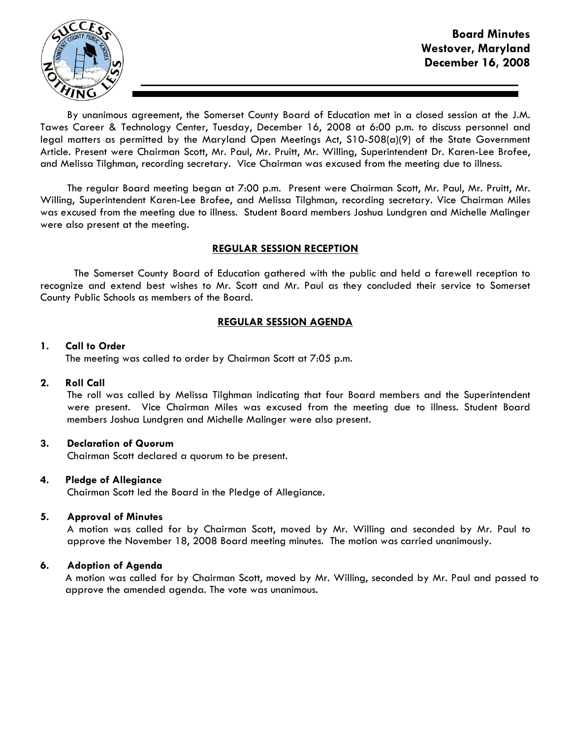**Board Minutes**
**Westover, Maryland**
**December 16, 2008**

By unanimous agreement, the Somerset County Board of Education met in a closed session at the J.M. Tawes Career & Technology Center, Tuesday, December 16, 2008 at 6:00 p.m. to discuss personnel and legal matters as permitted by the Maryland Open Meetings Act, S10-508(a)(9) of the State Government Article. Present were Chairman Scott, Mr. Paul, Mr. Pruitt, Mr. Willing, Superintendent Dr. Karen-Lee Brofee, and Melissa Tilghman, recording secretary. Vice Chairman was excused from the meeting due to illness.

The regular Board meeting began at 7:00 p.m. Present were Chairman Scott, Mr. Paul, Mr. Pruitt, Mr. Willing, Superintendent Karen-Lee Brofee, and Melissa Tilghman, recording secretary. Vice Chairman Miles was excused from the meeting due to illness. Student Board members Joshua Lundgren and Michelle Malinger were also present at the meeting.

## REGULAR SESSION RECEPTION

The Somerset County Board of Education gathered with the public and held a farewell reception to recognize and extend best wishes to Mr. Scott and Mr. Paul as they concluded their service to Somerset County Public Schools as members of the Board.

## REGULAR SESSION AGENDA

**1. Call to Order**
The meeting was called to order by Chairman Scott at 7:05 p.m.

**2. Roll Call**
The roll was called by Melissa Tilghman indicating that four Board members and the Superintendent were present. Vice Chairman Miles was excused from the meeting due to illness. Student Board members Joshua Lundgren and Michelle Malinger were also present.

**3. Declaration of Quorum**
Chairman Scott declared a quorum to be present.

**4. Pledge of Allegiance**
Chairman Scott led the Board in the Pledge of Allegiance.

**5. Approval of Minutes**
A motion was called for by Chairman Scott, moved by Mr. Willing and seconded by Mr. Paul to approve the November 18, 2008 Board meeting minutes. The motion was carried unanimously.

**6. Adoption of Agenda**
A motion was called for by Chairman Scott, moved by Mr. Willing, seconded by Mr. Paul and passed to approve the amended agenda. The vote was unanimous.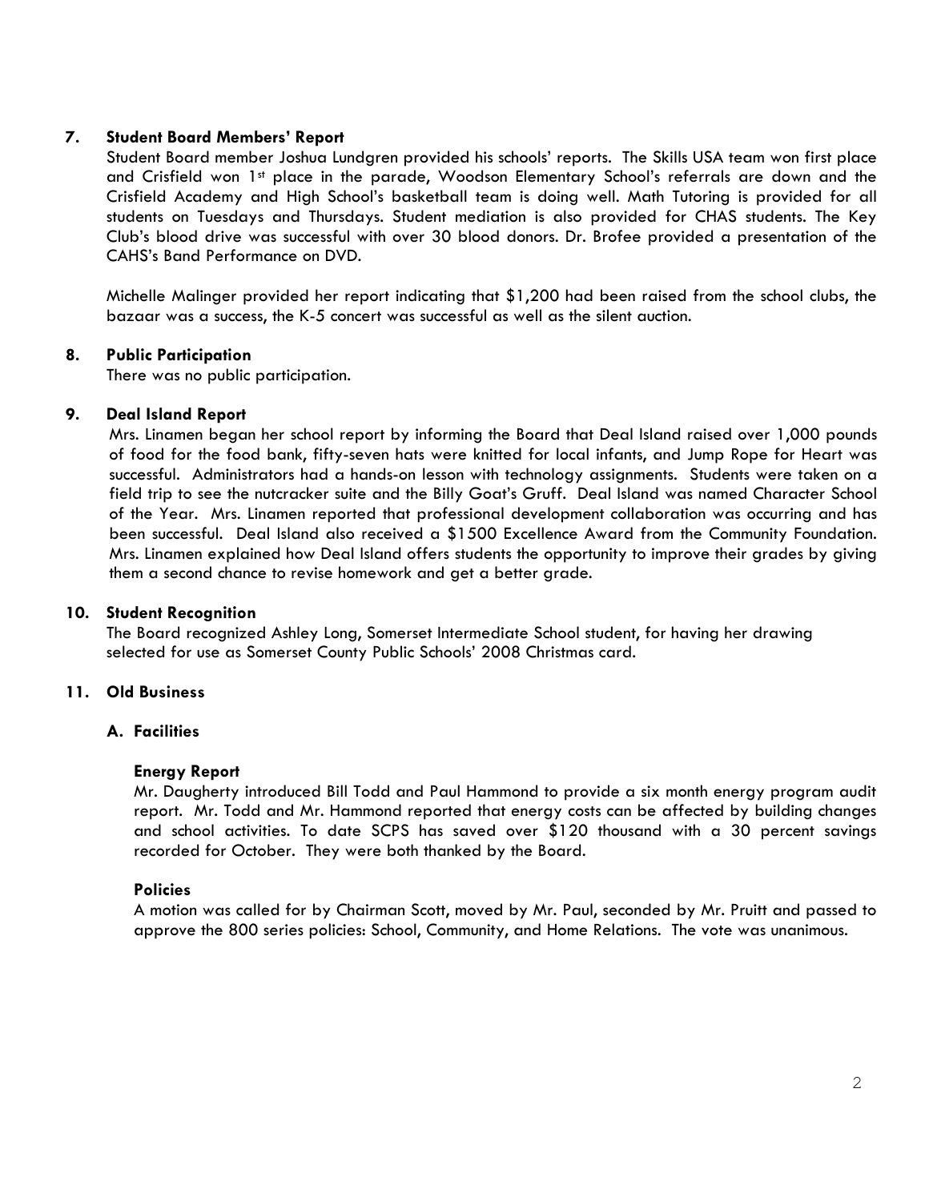**7. Student Board Members' Report**

Student Board member Joshua Lundgren provided his schools' reports. The Skills USA team won first place and Crisfield won 1st place in the parade, Woodson Elementary School's referrals are down and the Crisfield Academy and High School's basketball team is doing well. Math Tutoring is provided for all students on Tuesdays and Thursdays. Student mediation is also provided for CHAS students. The Key Club's blood drive was successful with over 30 blood donors. Dr. Brofee provided a presentation of the CAHS's Band Performance on DVD.

Michelle Malinger provided her report indicating that $1,200 had been raised from the school clubs, the bazaar was a success, the K-5 concert was successful as well as the silent auction.

**8. Public Participation**

There was no public participation.

**9. Deal Island Report**

Mrs. Linamen began her school report by informing the Board that Deal Island raised over 1,000 pounds of food for the food bank, fifty-seven hats were knitted for local infants, and Jump Rope for Heart was successful. Administrators had a hands-on lesson with technology assignments. Students were taken on a field trip to see the nutcracker suite and the Billy Goat's Gruff. Deal Island was named Character School of the Year. Mrs. Linamen reported that professional development collaboration was occurring and has been successful. Deal Island also received a $1500 Excellence Award from the Community Foundation. Mrs. Linamen explained how Deal Island offers students the opportunity to improve their grades by giving them a second chance to revise homework and get a better grade.

**10. Student Recognition**

The Board recognized Ashley Long, Somerset Intermediate School student, for having her drawing selected for use as Somerset County Public Schools' 2008 Christmas card.

**11. Old Business**

**A. Facilities**

**Energy Report**

Mr. Daugherty introduced Bill Todd and Paul Hammond to provide a six month energy program audit report. Mr. Todd and Mr. Hammond reported that energy costs can be affected by building changes and school activities. To date SCPS has saved over $120 thousand with a 30 percent savings recorded for October. They were both thanked by the Board.

**Policies**

A motion was called for by Chairman Scott, moved by Mr. Paul, seconded by Mr. Pruitt and passed to approve the 800 series policies: School, Community, and Home Relations. The vote was unanimous.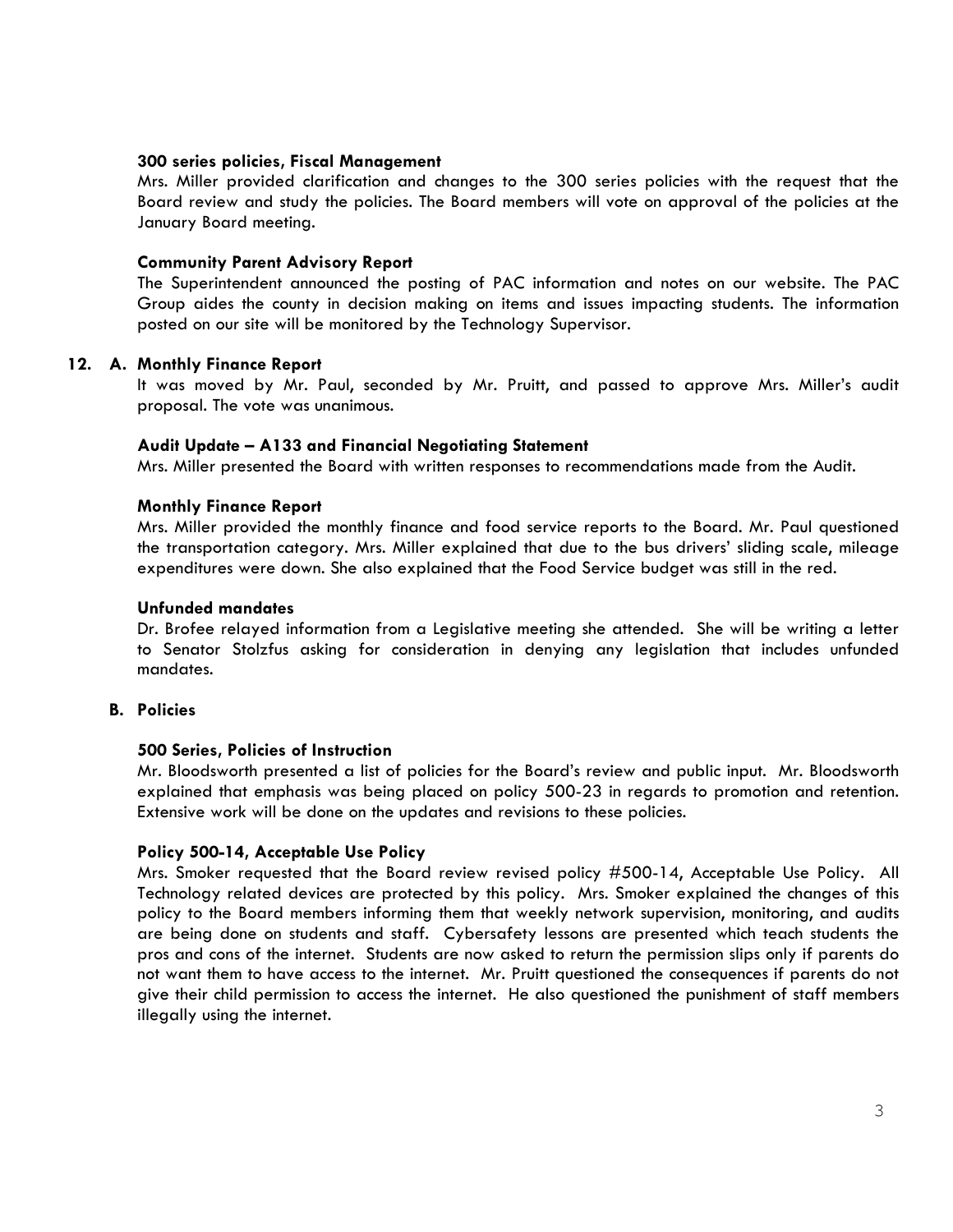**300 series policies, Fiscal Management**

Mrs. Miller provided clarification and changes to the 300 series policies with the request that the Board review and study the policies. The Board members will vote on approval of the policies at the January Board meeting.

**Community Parent Advisory Report**

The Superintendent announced the posting of PAC information and notes on our website. The PAC Group aides the county in decision making on items and issues impacting students. The information posted on our site will be monitored by the Technology Supervisor.

**12. A. Monthly Finance Report**

It was moved by Mr. Paul, seconded by Mr. Pruitt, and passed to approve Mrs. Miller's audit proposal. The vote was unanimous.

**Audit Update – A133 and Financial Negotiating Statement**

Mrs. Miller presented the Board with written responses to recommendations made from the Audit.

**Monthly Finance Report**

Mrs. Miller provided the monthly finance and food service reports to the Board. Mr. Paul questioned the transportation category. Mrs. Miller explained that due to the bus drivers' sliding scale, mileage expenditures were down. She also explained that the Food Service budget was still in the red.

**Unfunded mandates**

Dr. Brofee relayed information from a Legislative meeting she attended. She will be writing a letter to Senator Stolzfus asking for consideration in denying any legislation that includes unfunded mandates.

**B. Policies**

**500 Series, Policies of Instruction**

Mr. Bloodsworth presented a list of policies for the Board's review and public input. Mr. Bloodsworth explained that emphasis was being placed on policy 500-23 in regards to promotion and retention. Extensive work will be done on the updates and revisions to these policies.

**Policy 500-14, Acceptable Use Policy**

Mrs. Smoker requested that the Board review revised policy #500-14, Acceptable Use Policy. All Technology related devices are protected by this policy. Mrs. Smoker explained the changes of this policy to the Board members informing them that weekly network supervision, monitoring, and audits are being done on students and staff. Cybersafety lessons are presented which teach students the pros and cons of the internet. Students are now asked to return the permission slips only if parents do not want them to have access to the internet. Mr. Pruitt questioned the consequences if parents do not give their child permission to access the internet. He also questioned the punishment of staff members illegally using the internet.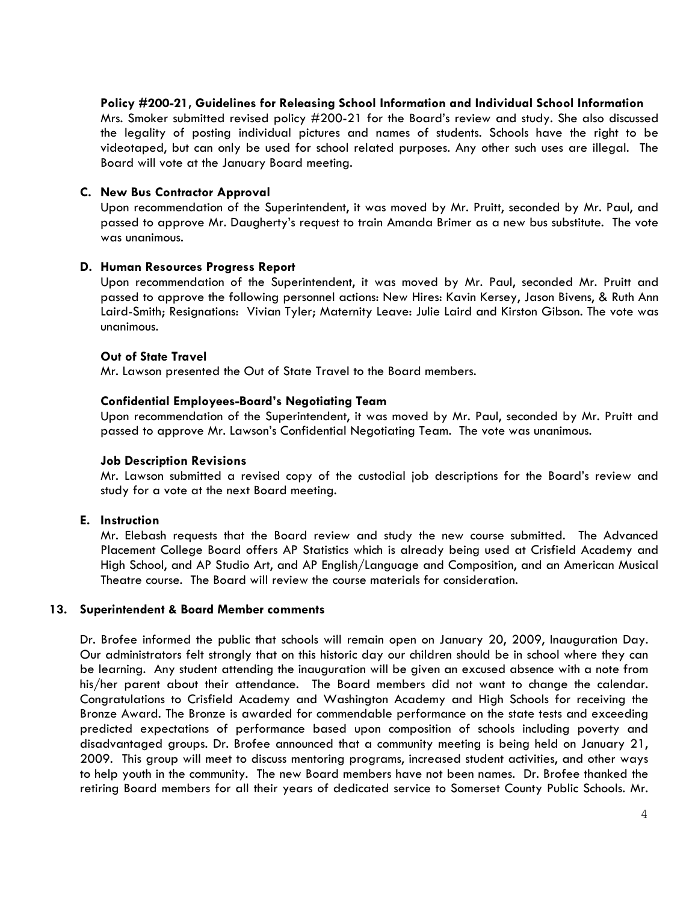**Policy #200-21, Guidelines for Releasing School Information and Individual School Information**

Mrs. Smoker submitted revised policy #200-21 for the Board's review and study. She also discussed the legality of posting individual pictures and names of students. Schools have the right to be videotaped, but can only be used for school related purposes. Any other such uses are illegal. The Board will vote at the January Board meeting.

**C. New Bus Contractor Approval**

Upon recommendation of the Superintendent, it was moved by Mr. Pruitt, seconded by Mr. Paul, and passed to approve Mr. Daugherty's request to train Amanda Brimer as a new bus substitute. The vote was unanimous.

**D. Human Resources Progress Report**

Upon recommendation of the Superintendent, it was moved by Mr. Paul, seconded Mr. Pruitt and passed to approve the following personnel actions: New Hires: Kavin Kersey, Jason Bivens, & Ruth Ann Laird-Smith; Resignations: Vivian Tyler; Maternity Leave: Julie Laird and Kirston Gibson. The vote was unanimous.

**Out of State Travel**

Mr. Lawson presented the Out of State Travel to the Board members.

**Confidential Employees-Board's Negotiating Team**

Upon recommendation of the Superintendent, it was moved by Mr. Paul, seconded by Mr. Pruitt and passed to approve Mr. Lawson's Confidential Negotiating Team. The vote was unanimous.

**Job Description Revisions**

Mr. Lawson submitted a revised copy of the custodial job descriptions for the Board's review and study for a vote at the next Board meeting.

**E. Instruction**

Mr. Elebash requests that the Board review and study the new course submitted. The Advanced Placement College Board offers AP Statistics which is already being used at Crisfield Academy and High School, and AP Studio Art, and AP English/Language and Composition, and an American Musical Theatre course. The Board will review the course materials for consideration.

**13. Superintendent & Board Member comments**

Dr. Brofee informed the public that schools will remain open on January 20, 2009, Inauguration Day. Our administrators felt strongly that on this historic day our children should be in school where they can be learning. Any student attending the inauguration will be given an excused absence with a note from his/her parent about their attendance. The Board members did not want to change the calendar. Congratulations to Crisfield Academy and Washington Academy and High Schools for receiving the Bronze Award. The Bronze is awarded for commendable performance on the state tests and exceeding predicted expectations of performance based upon composition of schools including poverty and disadvantaged groups. Dr. Brofee announced that a community meeting is being held on January 21, 2009. This group will meet to discuss mentoring programs, increased student activities, and other ways to help youth in the community. The new Board members have not been names. Dr. Brofee thanked the retiring Board members for all their years of dedicated service to Somerset County Public Schools. Mr.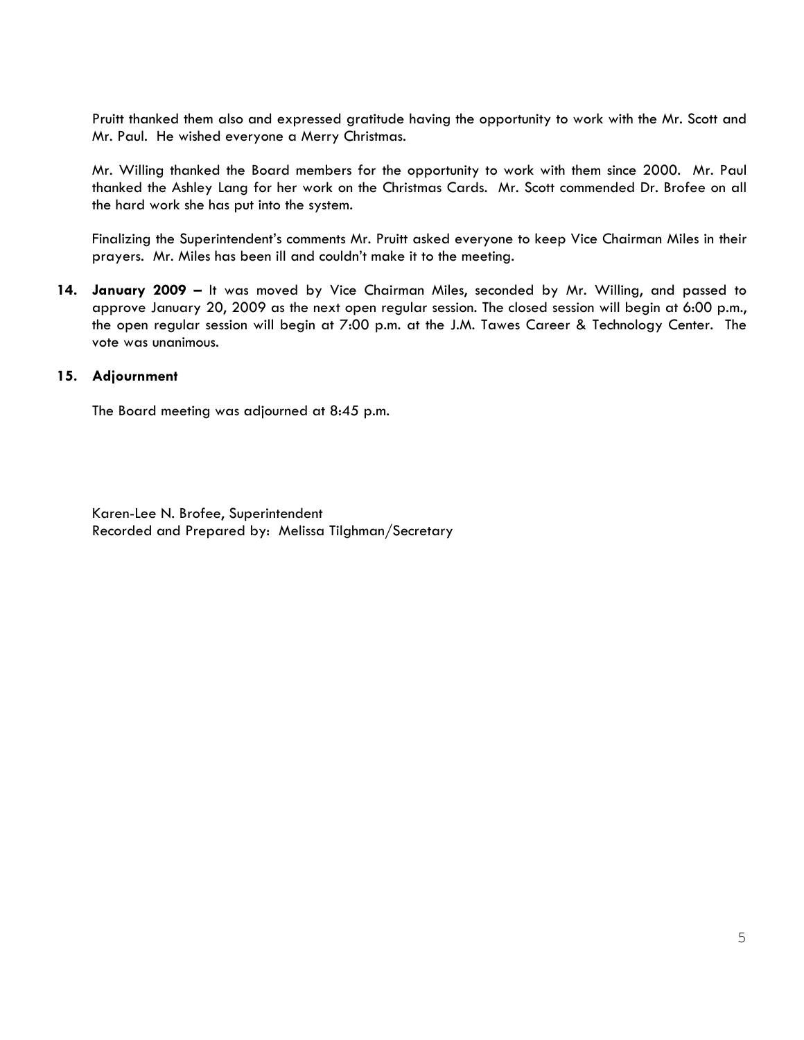Pruitt thanked them also and expressed gratitude having the opportunity to work with the Mr. Scott and Mr. Paul. He wished everyone a Merry Christmas.

Mr. Willing thanked the Board members for the opportunity to work with them since 2000. Mr. Paul thanked the Ashley Lang for her work on the Christmas Cards. Mr. Scott commended Dr. Brofee on all the hard work she has put into the system.

Finalizing the Superintendent's comments Mr. Pruitt asked everyone to keep Vice Chairman Miles in their prayers. Mr. Miles has been ill and couldn't make it to the meeting.

**14. January 2009 –** It was moved by Vice Chairman Miles, seconded by Mr. Willing, and passed to approve January 20, 2009 as the next open regular session. The closed session will begin at 6:00 p.m., the open regular session will begin at 7:00 p.m. at the J.M. Tawes Career & Technology Center. The vote was unanimous.

**15. Adjournment**

The Board meeting was adjourned at 8:45 p.m.

Karen-Lee N. Brofee, Superintendent
Recorded and Prepared by: Melissa Tilghman/Secretary